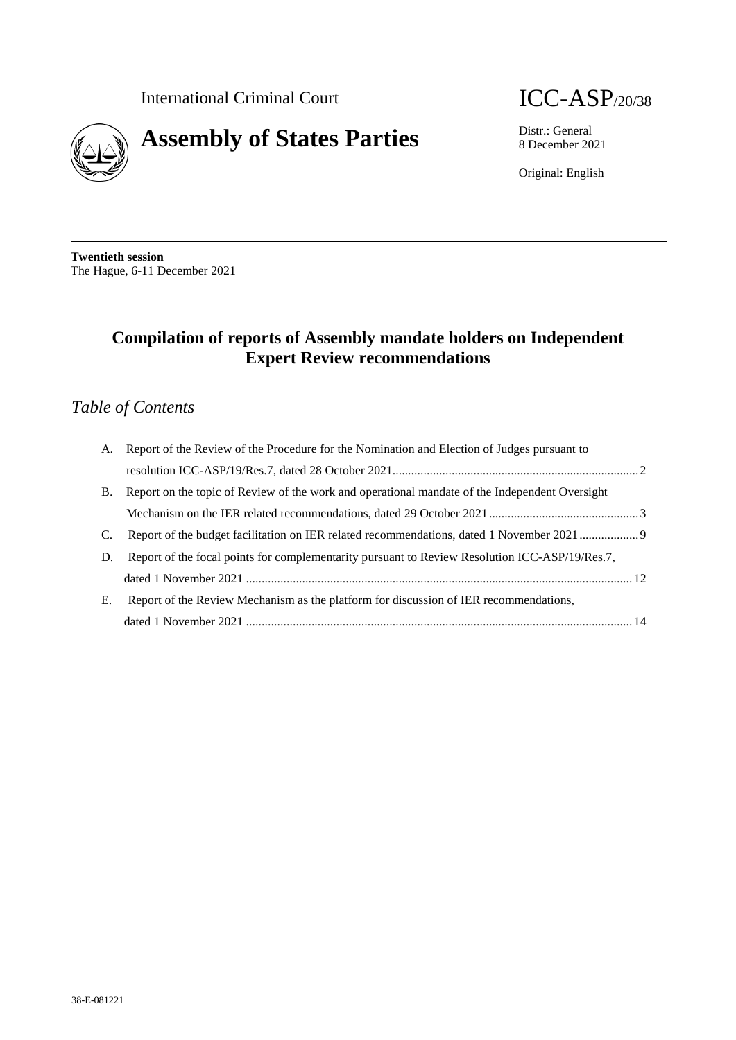International Criminal Court

ICC-ASP/20/38

# Assembly of States Parties

Distr.: General
8 December 2021

Original: English

**Twentieth session**
The Hague, 6-11 December 2021

## Compilation of reports of Assembly mandate holders on Independent Expert Review recommendations

## *Table of Contents*

A. Report of the Review of the Procedure for the Nomination and Election of Judges pursuant to resolution ICC-ASP/19/Res.7, dated 28 October 2021 .......... 2

B. Report on the topic of Review of the work and operational mandate of the Independent Oversight Mechanism on the IER related recommendations, dated 29 October 2021 .......... 3

C. Report of the budget facilitation on IER related recommendations, dated 1 November 2021 .......... 9

D. Report of the focal points for complementarity pursuant to Review Resolution ICC-ASP/19/Res.7, dated 1 November 2021 .......... 12

E. Report of the Review Mechanism as the platform for discussion of IER recommendations, dated 1 November 2021 .......... 14

38-E-081221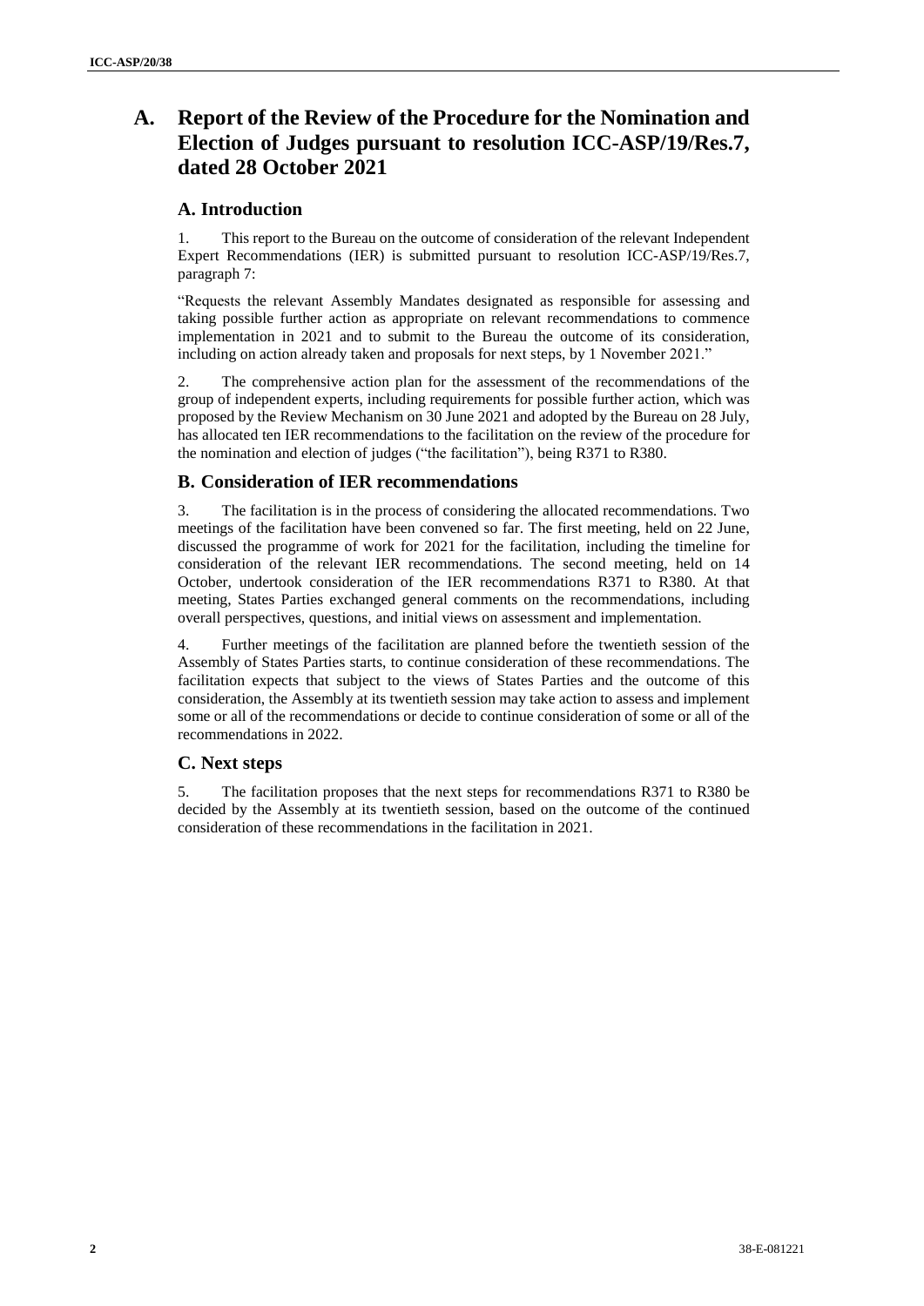# A. Report of the Review of the Procedure for the Nomination and Election of Judges pursuant to resolution ICC-ASP/19/Res.7, dated 28 October 2021

## A. Introduction

1. This report to the Bureau on the outcome of consideration of the relevant Independent Expert Recommendations (IER) is submitted pursuant to resolution ICC-ASP/19/Res.7, paragraph 7:

"Requests the relevant Assembly Mandates designated as responsible for assessing and taking possible further action as appropriate on relevant recommendations to commence implementation in 2021 and to submit to the Bureau the outcome of its consideration, including on action already taken and proposals for next steps, by 1 November 2021."

2. The comprehensive action plan for the assessment of the recommendations of the group of independent experts, including requirements for possible further action, which was proposed by the Review Mechanism on 30 June 2021 and adopted by the Bureau on 28 July, has allocated ten IER recommendations to the facilitation on the review of the procedure for the nomination and election of judges ("the facilitation"), being R371 to R380.

## B. Consideration of IER recommendations

3. The facilitation is in the process of considering the allocated recommendations. Two meetings of the facilitation have been convened so far. The first meeting, held on 22 June, discussed the programme of work for 2021 for the facilitation, including the timeline for consideration of the relevant IER recommendations. The second meeting, held on 14 October, undertook consideration of the IER recommendations R371 to R380. At that meeting, States Parties exchanged general comments on the recommendations, including overall perspectives, questions, and initial views on assessment and implementation.

4. Further meetings of the facilitation are planned before the twentieth session of the Assembly of States Parties starts, to continue consideration of these recommendations. The facilitation expects that subject to the views of States Parties and the outcome of this consideration, the Assembly at its twentieth session may take action to assess and implement some or all of the recommendations or decide to continue consideration of some or all of the recommendations in 2022.

## C. Next steps

5. The facilitation proposes that the next steps for recommendations R371 to R380 be decided by the Assembly at its twentieth session, based on the outcome of the continued consideration of these recommendations in the facilitation in 2021.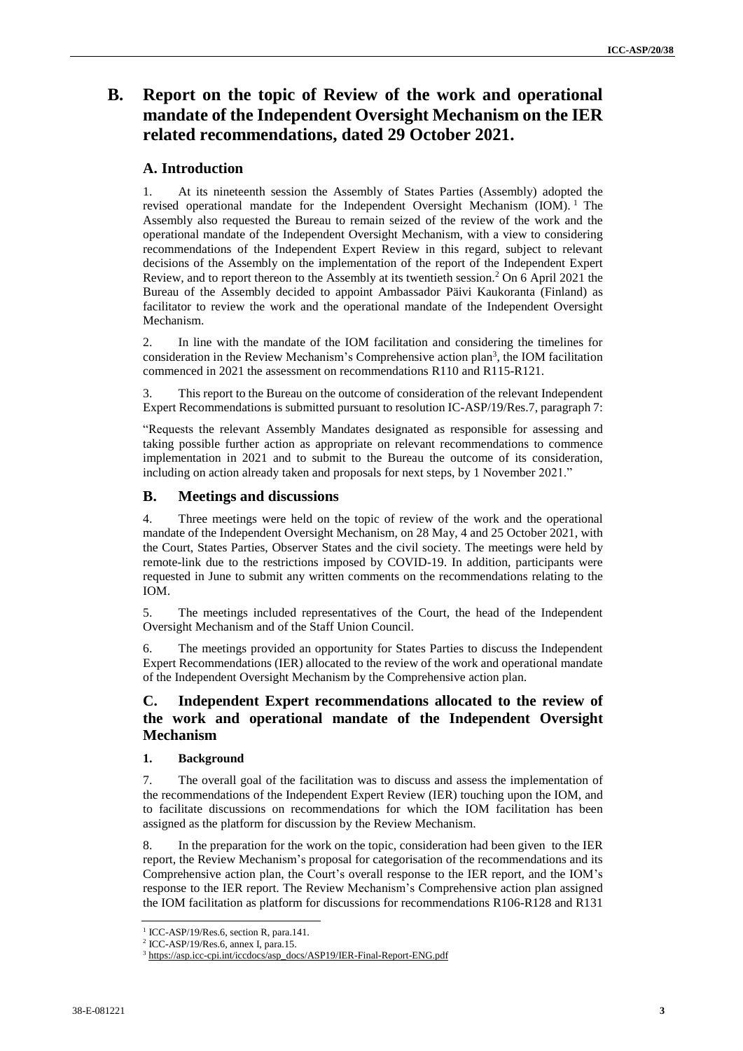# B. Report on the topic of Review of the work and operational mandate of the Independent Oversight Mechanism on the IER related recommendations, dated 29 October 2021.

## A. Introduction

1. At its nineteenth session the Assembly of States Parties (Assembly) adopted the revised operational mandate for the Independent Oversight Mechanism (IOM).[1] The Assembly also requested the Bureau to remain seized of the review of the work and the operational mandate of the Independent Oversight Mechanism, with a view to considering recommendations of the Independent Expert Review in this regard, subject to relevant decisions of the Assembly on the implementation of the report of the Independent Expert Review, and to report thereon to the Assembly at its twentieth session.[2] On 6 April 2021 the Bureau of the Assembly decided to appoint Ambassador Päivi Kaukoranta (Finland) as facilitator to review the work and the operational mandate of the Independent Oversight Mechanism.

2. In line with the mandate of the IOM facilitation and considering the timelines for consideration in the Review Mechanism's Comprehensive action plan[3], the IOM facilitation commenced in 2021 the assessment on recommendations R110 and R115-R121.

3. This report to the Bureau on the outcome of consideration of the relevant Independent Expert Recommendations is submitted pursuant to resolution IC-ASP/19/Res.7, paragraph 7:

"Requests the relevant Assembly Mandates designated as responsible for assessing and taking possible further action as appropriate on relevant recommendations to commence implementation in 2021 and to submit to the Bureau the outcome of its consideration, including on action already taken and proposals for next steps, by 1 November 2021."

## B. Meetings and discussions

4. Three meetings were held on the topic of review of the work and the operational mandate of the Independent Oversight Mechanism, on 28 May, 4 and 25 October 2021, with the Court, States Parties, Observer States and the civil society. The meetings were held by remote-link due to the restrictions imposed by COVID-19. In addition, participants were requested in June to submit any written comments on the recommendations relating to the IOM.

5. The meetings included representatives of the Court, the head of the Independent Oversight Mechanism and of the Staff Union Council.

6. The meetings provided an opportunity for States Parties to discuss the Independent Expert Recommendations (IER) allocated to the review of the work and operational mandate of the Independent Oversight Mechanism by the Comprehensive action plan.

## C. Independent Expert recommendations allocated to the review of the work and operational mandate of the Independent Oversight Mechanism

### 1. Background

7. The overall goal of the facilitation was to discuss and assess the implementation of the recommendations of the Independent Expert Review (IER) touching upon the IOM, and to facilitate discussions on recommendations for which the IOM facilitation has been assigned as the platform for discussion by the Review Mechanism.

8. In the preparation for the work on the topic, consideration had been given to the IER report, the Review Mechanism's proposal for categorisation of the recommendations and its Comprehensive action plan, the Court's overall response to the IER report, and the IOM's response to the IER report. The Review Mechanism's Comprehensive action plan assigned the IOM facilitation as platform for discussions for recommendations R106-R128 and R131

---

[1] ICC-ASP/19/Res.6, section R, para.141.

[2] ICC-ASP/19/Res.6, annex I, para.15.

[3] https://asp.icc-cpi.int/iccdocs/asp_docs/ASP19/IER-Final-Report-ENG.pdf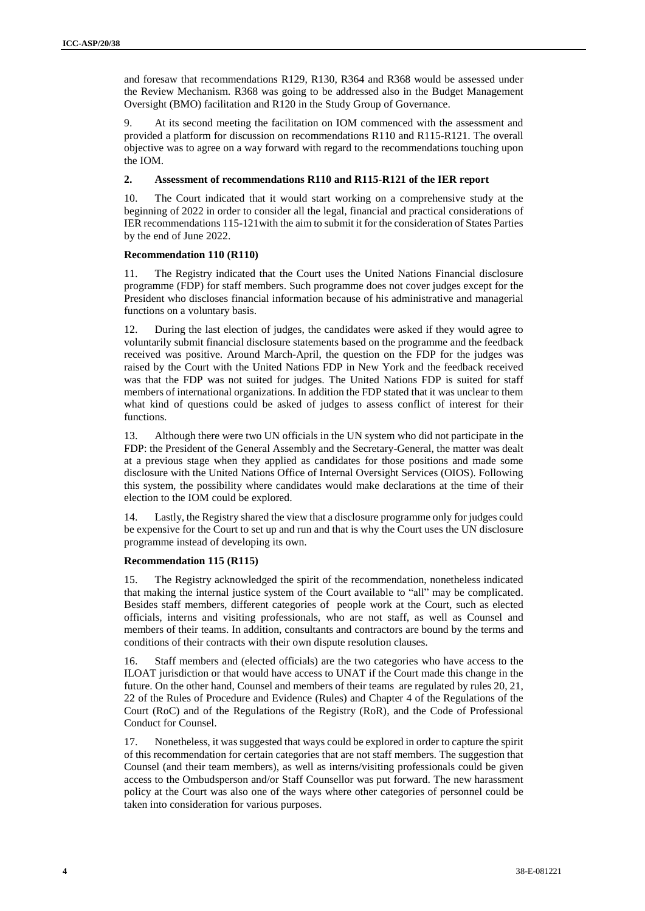and foresaw that recommendations R129, R130, R364 and R368 would be assessed under the Review Mechanism. R368 was going to be addressed also in the Budget Management Oversight (BMO) facilitation and R120 in the Study Group of Governance.

9. At its second meeting the facilitation on IOM commenced with the assessment and provided a platform for discussion on recommendations R110 and R115-R121. The overall objective was to agree on a way forward with regard to the recommendations touching upon the IOM.

### 2. Assessment of recommendations R110 and R115-R121 of the IER report

10. The Court indicated that it would start working on a comprehensive study at the beginning of 2022 in order to consider all the legal, financial and practical considerations of IER recommendations 115-121with the aim to submit it for the consideration of States Parties by the end of June 2022.

#### Recommendation 110 (R110)

11. The Registry indicated that the Court uses the United Nations Financial disclosure programme (FDP) for staff members. Such programme does not cover judges except for the President who discloses financial information because of his administrative and managerial functions on a voluntary basis.

12. During the last election of judges, the candidates were asked if they would agree to voluntarily submit financial disclosure statements based on the programme and the feedback received was positive. Around March-April, the question on the FDP for the judges was raised by the Court with the United Nations FDP in New York and the feedback received was that the FDP was not suited for judges. The United Nations FDP is suited for staff members of international organizations. In addition the FDP stated that it was unclear to them what kind of questions could be asked of judges to assess conflict of interest for their functions.

13. Although there were two UN officials in the UN system who did not participate in the FDP: the President of the General Assembly and the Secretary-General, the matter was dealt at a previous stage when they applied as candidates for those positions and made some disclosure with the United Nations Office of Internal Oversight Services (OIOS). Following this system, the possibility where candidates would make declarations at the time of their election to the IOM could be explored.

14. Lastly, the Registry shared the view that a disclosure programme only for judges could be expensive for the Court to set up and run and that is why the Court uses the UN disclosure programme instead of developing its own.

#### Recommendation 115 (R115)

15. The Registry acknowledged the spirit of the recommendation, nonetheless indicated that making the internal justice system of the Court available to "all" may be complicated. Besides staff members, different categories of people work at the Court, such as elected officials, interns and visiting professionals, who are not staff, as well as Counsel and members of their teams. In addition, consultants and contractors are bound by the terms and conditions of their contracts with their own dispute resolution clauses.

16. Staff members and (elected officials) are the two categories who have access to the ILOAT jurisdiction or that would have access to UNAT if the Court made this change in the future. On the other hand, Counsel and members of their teams are regulated by rules 20, 21, 22 of the Rules of Procedure and Evidence (Rules) and Chapter 4 of the Regulations of the Court (RoC) and of the Regulations of the Registry (RoR), and the Code of Professional Conduct for Counsel.

17. Nonetheless, it was suggested that ways could be explored in order to capture the spirit of this recommendation for certain categories that are not staff members. The suggestion that Counsel (and their team members), as well as interns/visiting professionals could be given access to the Ombudsperson and/or Staff Counsellor was put forward. The new harassment policy at the Court was also one of the ways where other categories of personnel could be taken into consideration for various purposes.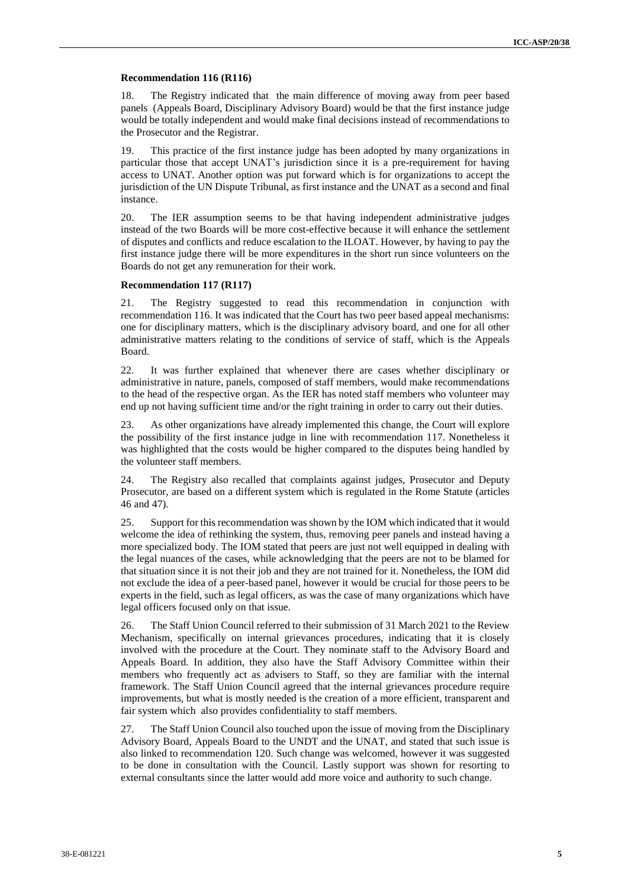**Recommendation 116 (R116)**

18. The Registry indicated that the main difference of moving away from peer based panels (Appeals Board, Disciplinary Advisory Board) would be that the first instance judge would be totally independent and would make final decisions instead of recommendations to the Prosecutor and the Registrar.

19. This practice of the first instance judge has been adopted by many organizations in particular those that accept UNAT's jurisdiction since it is a pre-requirement for having access to UNAT. Another option was put forward which is for organizations to accept the jurisdiction of the UN Dispute Tribunal, as first instance and the UNAT as a second and final instance.

20. The IER assumption seems to be that having independent administrative judges instead of the two Boards will be more cost-effective because it will enhance the settlement of disputes and conflicts and reduce escalation to the ILOAT. However, by having to pay the first instance judge there will be more expenditures in the short run since volunteers on the Boards do not get any remuneration for their work.

**Recommendation 117 (R117)**

21. The Registry suggested to read this recommendation in conjunction with recommendation 116. It was indicated that the Court has two peer based appeal mechanisms: one for disciplinary matters, which is the disciplinary advisory board, and one for all other administrative matters relating to the conditions of service of staff, which is the Appeals Board.

22. It was further explained that whenever there are cases whether disciplinary or administrative in nature, panels, composed of staff members, would make recommendations to the head of the respective organ. As the IER has noted staff members who volunteer may end up not having sufficient time and/or the right training in order to carry out their duties.

23. As other organizations have already implemented this change, the Court will explore the possibility of the first instance judge in line with recommendation 117. Nonetheless it was highlighted that the costs would be higher compared to the disputes being handled by the volunteer staff members.

24. The Registry also recalled that complaints against judges, Prosecutor and Deputy Prosecutor, are based on a different system which is regulated in the Rome Statute (articles 46 and 47).

25. Support for this recommendation was shown by the IOM which indicated that it would welcome the idea of rethinking the system, thus, removing peer panels and instead having a more specialized body. The IOM stated that peers are just not well equipped in dealing with the legal nuances of the cases, while acknowledging that the peers are not to be blamed for that situation since it is not their job and they are not trained for it. Nonetheless, the IOM did not exclude the idea of a peer-based panel, however it would be crucial for those peers to be experts in the field, such as legal officers, as was the case of many organizations which have legal officers focused only on that issue.

26. The Staff Union Council referred to their submission of 31 March 2021 to the Review Mechanism, specifically on internal grievances procedures, indicating that it is closely involved with the procedure at the Court. They nominate staff to the Advisory Board and Appeals Board. In addition, they also have the Staff Advisory Committee within their members who frequently act as advisers to Staff, so they are familiar with the internal framework. The Staff Union Council agreed that the internal grievances procedure require improvements, but what is mostly needed is the creation of a more efficient, transparent and fair system which also provides confidentiality to staff members.

27. The Staff Union Council also touched upon the issue of moving from the Disciplinary Advisory Board, Appeals Board to the UNDT and the UNAT, and stated that such issue is also linked to recommendation 120. Such change was welcomed, however it was suggested to be done in consultation with the Council. Lastly support was shown for resorting to external consultants since the latter would add more voice and authority to such change.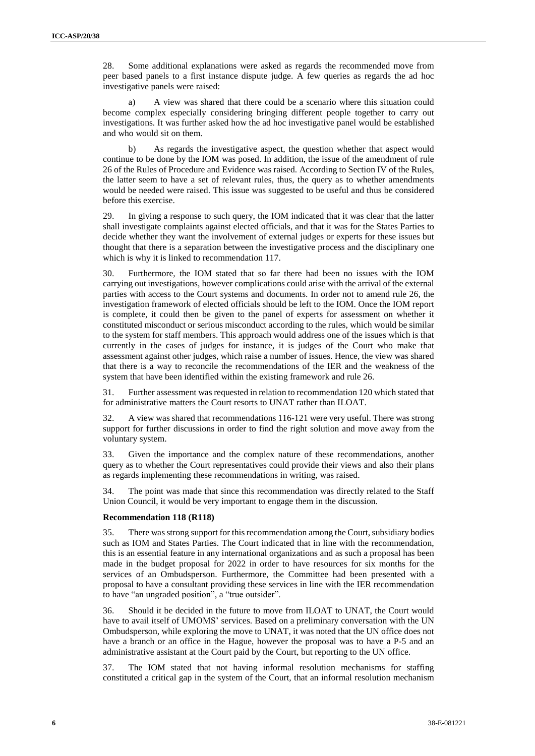28. Some additional explanations were asked as regards the recommended move from peer based panels to a first instance dispute judge. A few queries as regards the ad hoc investigative panels were raised:

a) A view was shared that there could be a scenario where this situation could become complex especially considering bringing different people together to carry out investigations. It was further asked how the ad hoc investigative panel would be established and who would sit on them.

b) As regards the investigative aspect, the question whether that aspect would continue to be done by the IOM was posed. In addition, the issue of the amendment of rule 26 of the Rules of Procedure and Evidence was raised. According to Section IV of the Rules, the latter seem to have a set of relevant rules, thus, the query as to whether amendments would be needed were raised. This issue was suggested to be useful and thus be considered before this exercise.

29. In giving a response to such query, the IOM indicated that it was clear that the latter shall investigate complaints against elected officials, and that it was for the States Parties to decide whether they want the involvement of external judges or experts for these issues but thought that there is a separation between the investigative process and the disciplinary one which is why it is linked to recommendation 117.

30. Furthermore, the IOM stated that so far there had been no issues with the IOM carrying out investigations, however complications could arise with the arrival of the external parties with access to the Court systems and documents. In order not to amend rule 26, the investigation framework of elected officials should be left to the IOM. Once the IOM report is complete, it could then be given to the panel of experts for assessment on whether it constituted misconduct or serious misconduct according to the rules, which would be similar to the system for staff members. This approach would address one of the issues which is that currently in the cases of judges for instance, it is judges of the Court who make that assessment against other judges, which raise a number of issues. Hence, the view was shared that there is a way to reconcile the recommendations of the IER and the weakness of the system that have been identified within the existing framework and rule 26.

31. Further assessment was requested in relation to recommendation 120 which stated that for administrative matters the Court resorts to UNAT rather than ILOAT.

32. A view was shared that recommendations 116-121 were very useful. There was strong support for further discussions in order to find the right solution and move away from the voluntary system.

33. Given the importance and the complex nature of these recommendations, another query as to whether the Court representatives could provide their views and also their plans as regards implementing these recommendations in writing, was raised.

34. The point was made that since this recommendation was directly related to the Staff Union Council, it would be very important to engage them in the discussion.

**Recommendation 118 (R118)**

35. There was strong support for this recommendation among the Court, subsidiary bodies such as IOM and States Parties. The Court indicated that in line with the recommendation, this is an essential feature in any international organizations and as such a proposal has been made in the budget proposal for 2022 in order to have resources for six months for the services of an Ombudsperson. Furthermore, the Committee had been presented with a proposal to have a consultant providing these services in line with the IER recommendation to have "an ungraded position", a "true outsider".

36. Should it be decided in the future to move from ILOAT to UNAT, the Court would have to avail itself of UMOMS' services. Based on a preliminary conversation with the UN Ombudsperson, while exploring the move to UNAT, it was noted that the UN office does not have a branch or an office in the Hague, however the proposal was to have a P-5 and an administrative assistant at the Court paid by the Court, but reporting to the UN office.

37. The IOM stated that not having informal resolution mechanisms for staffing constituted a critical gap in the system of the Court, that an informal resolution mechanism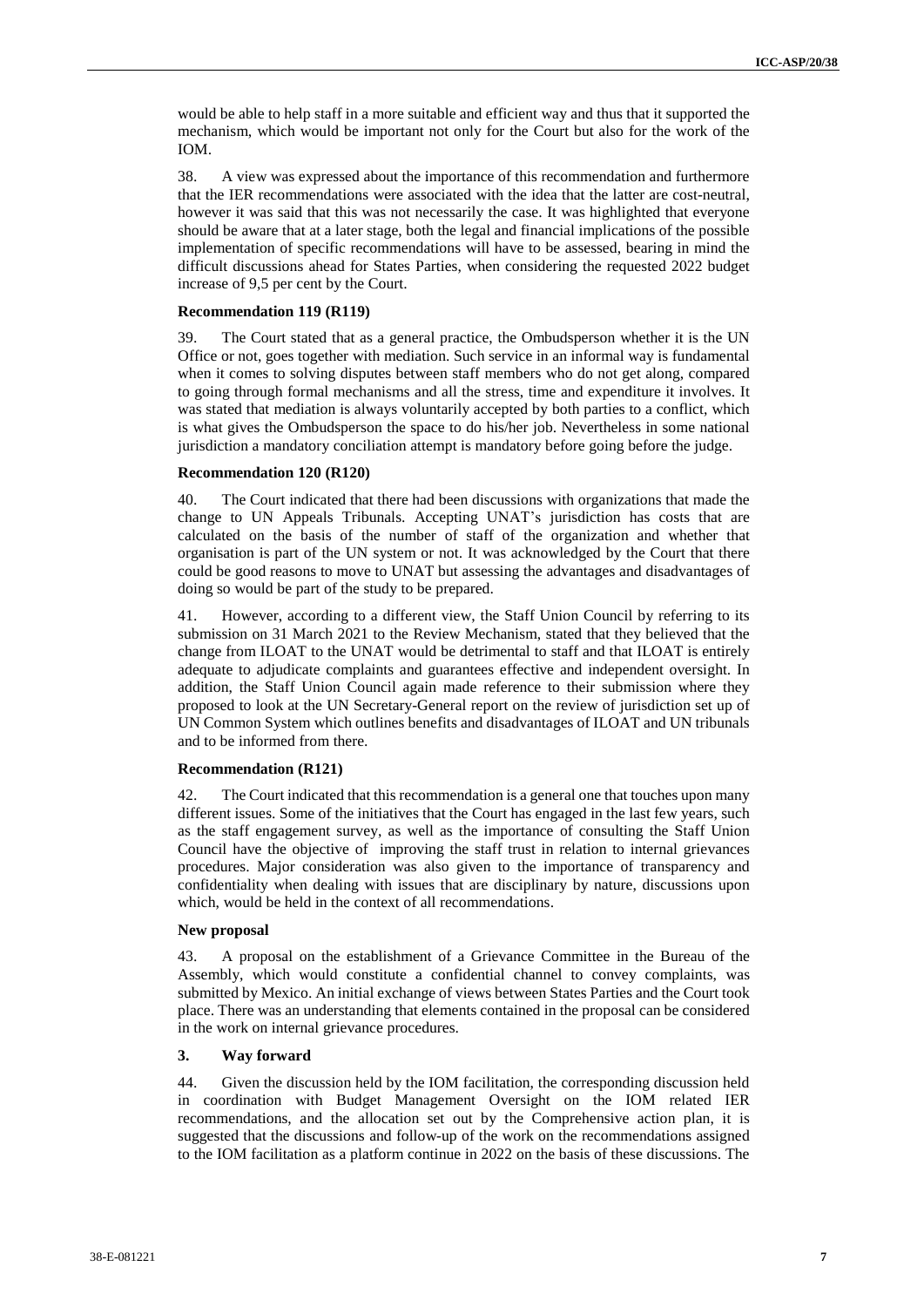would be able to help staff in a more suitable and efficient way and thus that it supported the mechanism, which would be important not only for the Court but also for the work of the IOM.

38. A view was expressed about the importance of this recommendation and furthermore that the IER recommendations were associated with the idea that the latter are cost-neutral, however it was said that this was not necessarily the case. It was highlighted that everyone should be aware that at a later stage, both the legal and financial implications of the possible implementation of specific recommendations will have to be assessed, bearing in mind the difficult discussions ahead for States Parties, when considering the requested 2022 budget increase of 9,5 per cent by the Court.

**Recommendation 119 (R119)**

39. The Court stated that as a general practice, the Ombudsperson whether it is the UN Office or not, goes together with mediation. Such service in an informal way is fundamental when it comes to solving disputes between staff members who do not get along, compared to going through formal mechanisms and all the stress, time and expenditure it involves. It was stated that mediation is always voluntarily accepted by both parties to a conflict, which is what gives the Ombudsperson the space to do his/her job. Nevertheless in some national jurisdiction a mandatory conciliation attempt is mandatory before going before the judge.

**Recommendation 120 (R120)**

40. The Court indicated that there had been discussions with organizations that made the change to UN Appeals Tribunals. Accepting UNAT's jurisdiction has costs that are calculated on the basis of the number of staff of the organization and whether that organisation is part of the UN system or not. It was acknowledged by the Court that there could be good reasons to move to UNAT but assessing the advantages and disadvantages of doing so would be part of the study to be prepared.

41. However, according to a different view, the Staff Union Council by referring to its submission on 31 March 2021 to the Review Mechanism, stated that they believed that the change from ILOAT to the UNAT would be detrimental to staff and that ILOAT is entirely adequate to adjudicate complaints and guarantees effective and independent oversight. In addition, the Staff Union Council again made reference to their submission where they proposed to look at the UN Secretary-General report on the review of jurisdiction set up of UN Common System which outlines benefits and disadvantages of ILOAT and UN tribunals and to be informed from there.

**Recommendation (R121)**

42. The Court indicated that this recommendation is a general one that touches upon many different issues. Some of the initiatives that the Court has engaged in the last few years, such as the staff engagement survey, as well as the importance of consulting the Staff Union Council have the objective of improving the staff trust in relation to internal grievances procedures. Major consideration was also given to the importance of transparency and confidentiality when dealing with issues that are disciplinary by nature, discussions upon which, would be held in the context of all recommendations.

**New proposal**

43. A proposal on the establishment of a Grievance Committee in the Bureau of the Assembly, which would constitute a confidential channel to convey complaints, was submitted by Mexico. An initial exchange of views between States Parties and the Court took place. There was an understanding that elements contained in the proposal can be considered in the work on internal grievance procedures.

### 3. Way forward

44. Given the discussion held by the IOM facilitation, the corresponding discussion held in coordination with Budget Management Oversight on the IOM related IER recommendations, and the allocation set out by the Comprehensive action plan, it is suggested that the discussions and follow-up of the work on the recommendations assigned to the IOM facilitation as a platform continue in 2022 on the basis of these discussions. The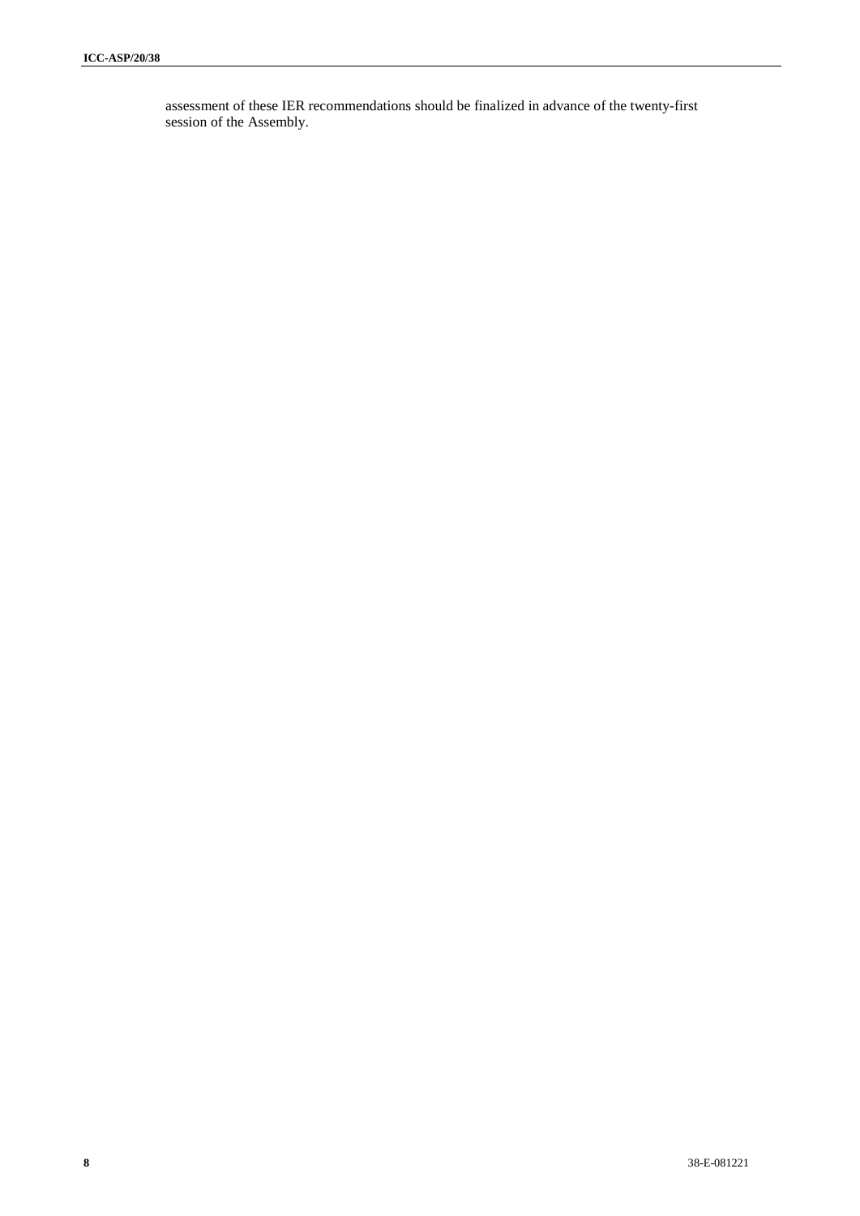assessment of these IER recommendations should be finalized in advance of the twenty-first session of the Assembly.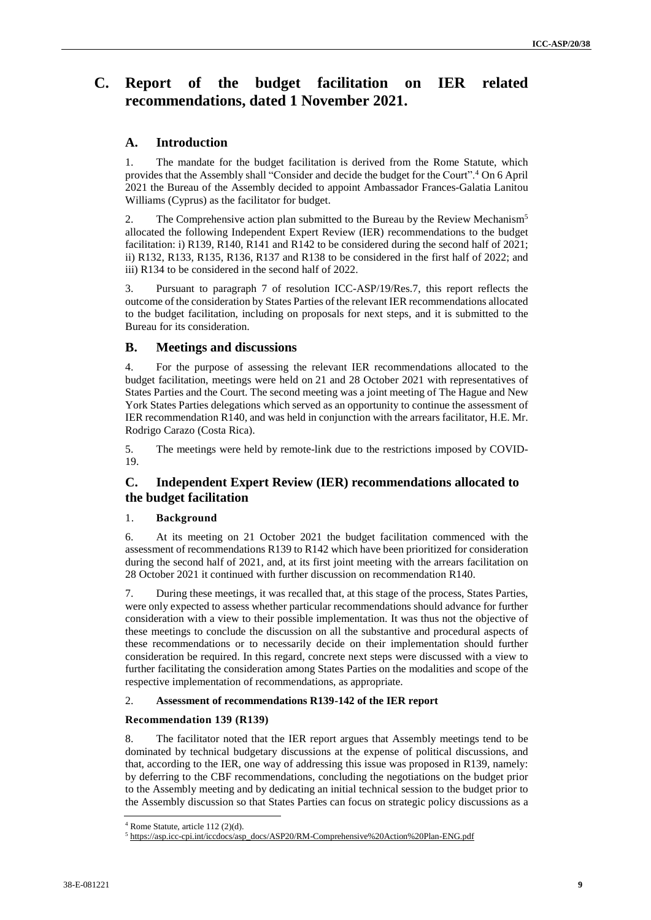# C. Report of the budget facilitation on IER related recommendations, dated 1 November 2021.

## A. Introduction

1. The mandate for the budget facilitation is derived from the Rome Statute, which provides that the Assembly shall "Consider and decide the budget for the Court".[4] On 6 April 2021 the Bureau of the Assembly decided to appoint Ambassador Frances-Galatia Lanitou Williams (Cyprus) as the facilitator for budget.

2. The Comprehensive action plan submitted to the Bureau by the Review Mechanism[5] allocated the following Independent Expert Review (IER) recommendations to the budget facilitation: i) R139, R140, R141 and R142 to be considered during the second half of 2021; ii) R132, R133, R135, R136, R137 and R138 to be considered in the first half of 2022; and iii) R134 to be considered in the second half of 2022.

3. Pursuant to paragraph 7 of resolution ICC-ASP/19/Res.7, this report reflects the outcome of the consideration by States Parties of the relevant IER recommendations allocated to the budget facilitation, including on proposals for next steps, and it is submitted to the Bureau for its consideration.

## B. Meetings and discussions

4. For the purpose of assessing the relevant IER recommendations allocated to the budget facilitation, meetings were held on 21 and 28 October 2021 with representatives of States Parties and the Court. The second meeting was a joint meeting of The Hague and New York States Parties delegations which served as an opportunity to continue the assessment of IER recommendation R140, and was held in conjunction with the arrears facilitator, H.E. Mr. Rodrigo Carazo (Costa Rica).

5. The meetings were held by remote-link due to the restrictions imposed by COVID-19.

## C. Independent Expert Review (IER) recommendations allocated to the budget facilitation

### 1. Background

6. At its meeting on 21 October 2021 the budget facilitation commenced with the assessment of recommendations R139 to R142 which have been prioritized for consideration during the second half of 2021, and, at its first joint meeting with the arrears facilitation on 28 October 2021 it continued with further discussion on recommendation R140.

7. During these meetings, it was recalled that, at this stage of the process, States Parties, were only expected to assess whether particular recommendations should advance for further consideration with a view to their possible implementation. It was thus not the objective of these meetings to conclude the discussion on all the substantive and procedural aspects of these recommendations or to necessarily decide on their implementation should further consideration be required. In this regard, concrete next steps were discussed with a view to further facilitating the consideration among States Parties on the modalities and scope of the respective implementation of recommendations, as appropriate.

### 2. Assessment of recommendations R139-142 of the IER report

#### Recommendation 139 (R139)

8. The facilitator noted that the IER report argues that Assembly meetings tend to be dominated by technical budgetary discussions at the expense of political discussions, and that, according to the IER, one way of addressing this issue was proposed in R139, namely: by deferring to the CBF recommendations, concluding the negotiations on the budget prior to the Assembly meeting and by dedicating an initial technical session to the budget prior to the Assembly discussion so that States Parties can focus on strategic policy discussions as a

---

[4] Rome Statute, article 112 (2)(d).

[5] https://asp.icc-cpi.int/iccdocs/asp_docs/ASP20/RM-Comprehensive%20Action%20Plan-ENG.pdf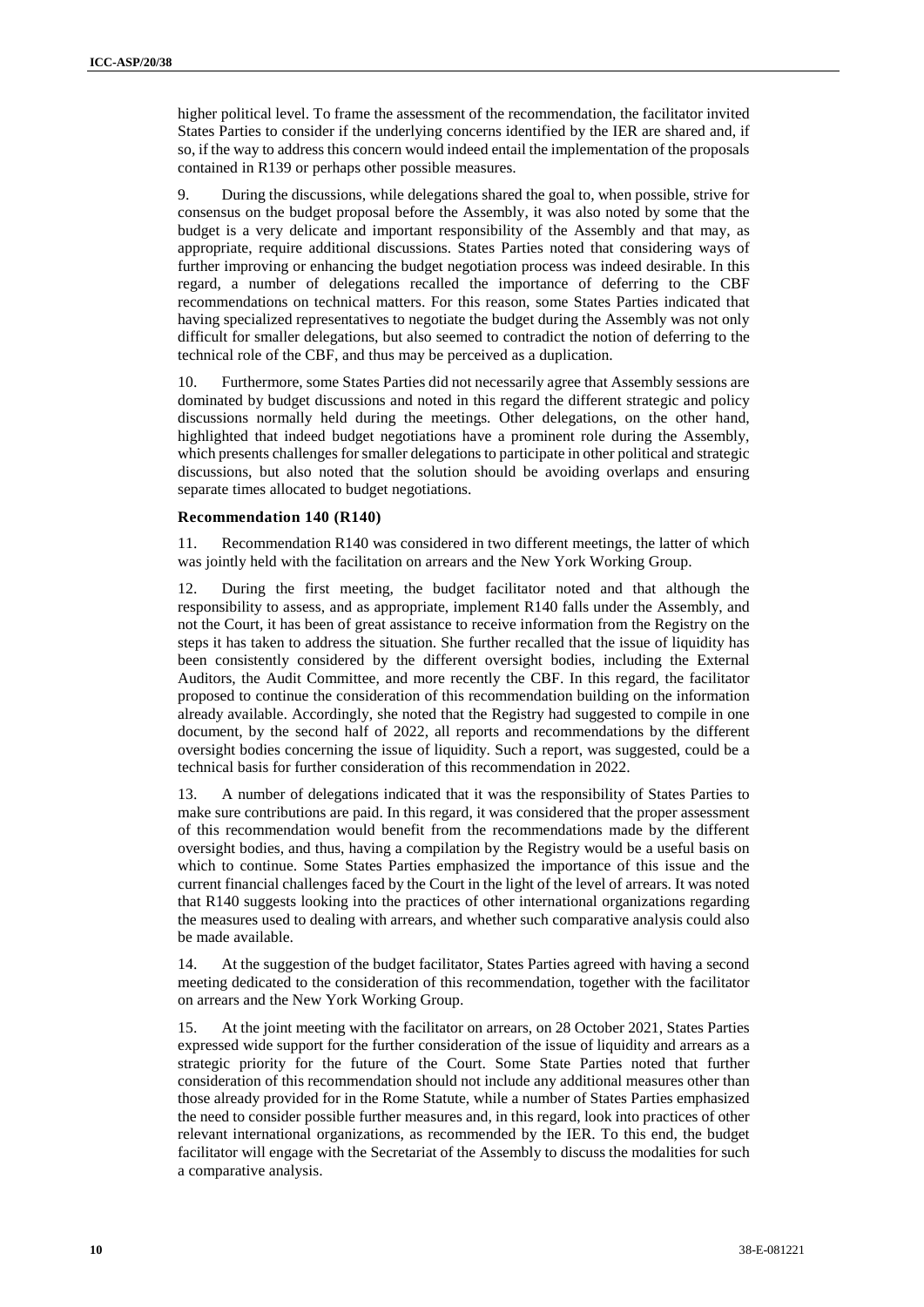higher political level. To frame the assessment of the recommendation, the facilitator invited States Parties to consider if the underlying concerns identified by the IER are shared and, if so, if the way to address this concern would indeed entail the implementation of the proposals contained in R139 or perhaps other possible measures.

9. During the discussions, while delegations shared the goal to, when possible, strive for consensus on the budget proposal before the Assembly, it was also noted by some that the budget is a very delicate and important responsibility of the Assembly and that may, as appropriate, require additional discussions. States Parties noted that considering ways of further improving or enhancing the budget negotiation process was indeed desirable. In this regard, a number of delegations recalled the importance of deferring to the CBF recommendations on technical matters. For this reason, some States Parties indicated that having specialized representatives to negotiate the budget during the Assembly was not only difficult for smaller delegations, but also seemed to contradict the notion of deferring to the technical role of the CBF, and thus may be perceived as a duplication.

10. Furthermore, some States Parties did not necessarily agree that Assembly sessions are dominated by budget discussions and noted in this regard the different strategic and policy discussions normally held during the meetings. Other delegations, on the other hand, highlighted that indeed budget negotiations have a prominent role during the Assembly, which presents challenges for smaller delegations to participate in other political and strategic discussions, but also noted that the solution should be avoiding overlaps and ensuring separate times allocated to budget negotiations.

#### Recommendation 140 (R140)

11. Recommendation R140 was considered in two different meetings, the latter of which was jointly held with the facilitation on arrears and the New York Working Group.

12. During the first meeting, the budget facilitator noted and that although the responsibility to assess, and as appropriate, implement R140 falls under the Assembly, and not the Court, it has been of great assistance to receive information from the Registry on the steps it has taken to address the situation. She further recalled that the issue of liquidity has been consistently considered by the different oversight bodies, including the External Auditors, the Audit Committee, and more recently the CBF. In this regard, the facilitator proposed to continue the consideration of this recommendation building on the information already available. Accordingly, she noted that the Registry had suggested to compile in one document, by the second half of 2022, all reports and recommendations by the different oversight bodies concerning the issue of liquidity. Such a report, was suggested, could be a technical basis for further consideration of this recommendation in 2022.

13. A number of delegations indicated that it was the responsibility of States Parties to make sure contributions are paid. In this regard, it was considered that the proper assessment of this recommendation would benefit from the recommendations made by the different oversight bodies, and thus, having a compilation by the Registry would be a useful basis on which to continue. Some States Parties emphasized the importance of this issue and the current financial challenges faced by the Court in the light of the level of arrears. It was noted that R140 suggests looking into the practices of other international organizations regarding the measures used to dealing with arrears, and whether such comparative analysis could also be made available.

14. At the suggestion of the budget facilitator, States Parties agreed with having a second meeting dedicated to the consideration of this recommendation, together with the facilitator on arrears and the New York Working Group.

15. At the joint meeting with the facilitator on arrears, on 28 October 2021, States Parties expressed wide support for the further consideration of the issue of liquidity and arrears as a strategic priority for the future of the Court. Some State Parties noted that further consideration of this recommendation should not include any additional measures other than those already provided for in the Rome Statute, while a number of States Parties emphasized the need to consider possible further measures and, in this regard, look into practices of other relevant international organizations, as recommended by the IER. To this end, the budget facilitator will engage with the Secretariat of the Assembly to discuss the modalities for such a comparative analysis.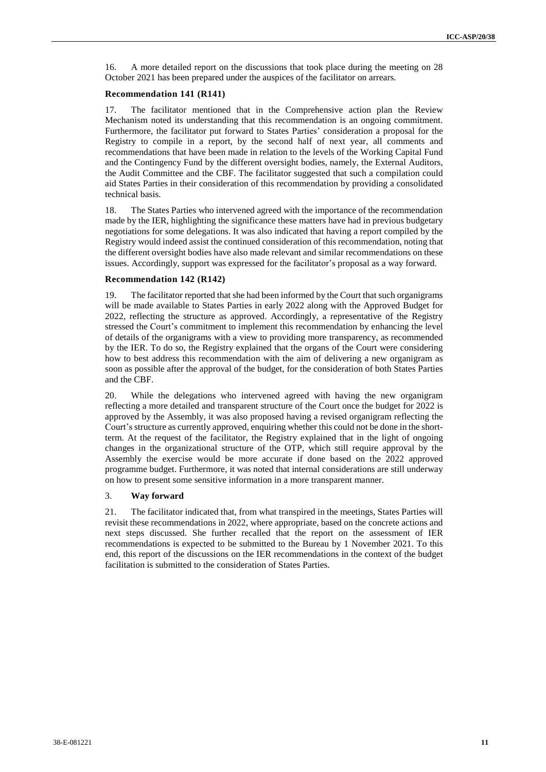16. A more detailed report on the discussions that took place during the meeting on 28 October 2021 has been prepared under the auspices of the facilitator on arrears.

**Recommendation 141 (R141)**

17. The facilitator mentioned that in the Comprehensive action plan the Review Mechanism noted its understanding that this recommendation is an ongoing commitment. Furthermore, the facilitator put forward to States Parties' consideration a proposal for the Registry to compile in a report, by the second half of next year, all comments and recommendations that have been made in relation to the levels of the Working Capital Fund and the Contingency Fund by the different oversight bodies, namely, the External Auditors, the Audit Committee and the CBF. The facilitator suggested that such a compilation could aid States Parties in their consideration of this recommendation by providing a consolidated technical basis.

18. The States Parties who intervened agreed with the importance of the recommendation made by the IER, highlighting the significance these matters have had in previous budgetary negotiations for some delegations. It was also indicated that having a report compiled by the Registry would indeed assist the continued consideration of this recommendation, noting that the different oversight bodies have also made relevant and similar recommendations on these issues. Accordingly, support was expressed for the facilitator's proposal as a way forward.

**Recommendation 142 (R142)**

19. The facilitator reported that she had been informed by the Court that such organigrams will be made available to States Parties in early 2022 along with the Approved Budget for 2022, reflecting the structure as approved. Accordingly, a representative of the Registry stressed the Court's commitment to implement this recommendation by enhancing the level of details of the organigrams with a view to providing more transparency, as recommended by the IER. To do so, the Registry explained that the organs of the Court were considering how to best address this recommendation with the aim of delivering a new organigram as soon as possible after the approval of the budget, for the consideration of both States Parties and the CBF.

20. While the delegations who intervened agreed with having the new organigram reflecting a more detailed and transparent structure of the Court once the budget for 2022 is approved by the Assembly, it was also proposed having a revised organigram reflecting the Court's structure as currently approved, enquiring whether this could not be done in the short-term. At the request of the facilitator, the Registry explained that in the light of ongoing changes in the organizational structure of the OTP, which still require approval by the Assembly the exercise would be more accurate if done based on the 2022 approved programme budget. Furthermore, it was noted that internal considerations are still underway on how to present some sensitive information in a more transparent manner.

3. **Way forward**

21. The facilitator indicated that, from what transpired in the meetings, States Parties will revisit these recommendations in 2022, where appropriate, based on the concrete actions and next steps discussed. She further recalled that the report on the assessment of IER recommendations is expected to be submitted to the Bureau by 1 November 2021. To this end, this report of the discussions on the IER recommendations in the context of the budget facilitation is submitted to the consideration of States Parties.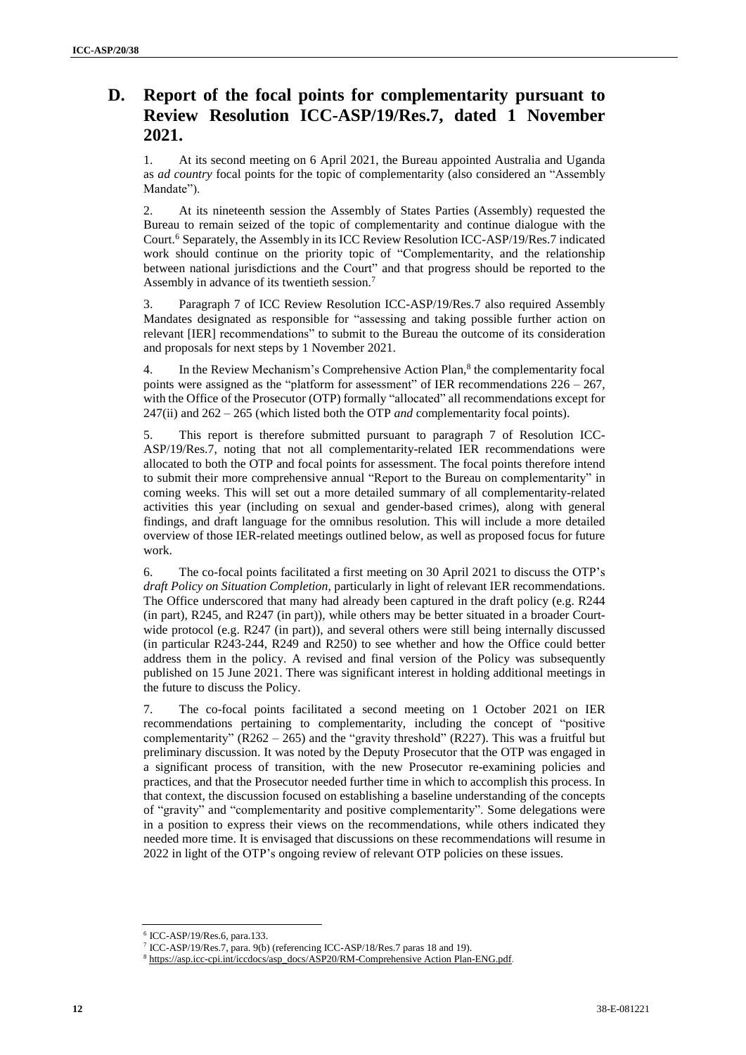## D. Report of the focal points for complementarity pursuant to Review Resolution ICC-ASP/19/Res.7, dated 1 November 2021.

1. At its second meeting on 6 April 2021, the Bureau appointed Australia and Uganda as *ad country* focal points for the topic of complementarity (also considered an "Assembly Mandate").

2. At its nineteenth session the Assembly of States Parties (Assembly) requested the Bureau to remain seized of the topic of complementarity and continue dialogue with the Court.[6] Separately, the Assembly in its ICC Review Resolution ICC-ASP/19/Res.7 indicated work should continue on the priority topic of "Complementarity, and the relationship between national jurisdictions and the Court" and that progress should be reported to the Assembly in advance of its twentieth session.[7]

3. Paragraph 7 of ICC Review Resolution ICC-ASP/19/Res.7 also required Assembly Mandates designated as responsible for "assessing and taking possible further action on relevant [IER] recommendations" to submit to the Bureau the outcome of its consideration and proposals for next steps by 1 November 2021.

4. In the Review Mechanism's Comprehensive Action Plan,[8] the complementarity focal points were assigned as the "platform for assessment" of IER recommendations 226 – 267, with the Office of the Prosecutor (OTP) formally "allocated" all recommendations except for 247(ii) and 262 – 265 (which listed both the OTP *and* complementarity focal points).

5. This report is therefore submitted pursuant to paragraph 7 of Resolution ICC-ASP/19/Res.7, noting that not all complementarity-related IER recommendations were allocated to both the OTP and focal points for assessment. The focal points therefore intend to submit their more comprehensive annual "Report to the Bureau on complementarity" in coming weeks. This will set out a more detailed summary of all complementarity-related activities this year (including on sexual and gender-based crimes), along with general findings, and draft language for the omnibus resolution. This will include a more detailed overview of those IER-related meetings outlined below, as well as proposed focus for future work.

6. The co-focal points facilitated a first meeting on 30 April 2021 to discuss the OTP's *draft Policy on Situation Completion*, particularly in light of relevant IER recommendations. The Office underscored that many had already been captured in the draft policy (e.g. R244 (in part), R245, and R247 (in part)), while others may be better situated in a broader Court-wide protocol (e.g. R247 (in part)), and several others were still being internally discussed (in particular R243-244, R249 and R250) to see whether and how the Office could better address them in the policy. A revised and final version of the Policy was subsequently published on 15 June 2021. There was significant interest in holding additional meetings in the future to discuss the Policy.

7. The co-focal points facilitated a second meeting on 1 October 2021 on IER recommendations pertaining to complementarity, including the concept of "positive complementarity" (R262 – 265) and the "gravity threshold" (R227). This was a fruitful but preliminary discussion. It was noted by the Deputy Prosecutor that the OTP was engaged in a significant process of transition, with the new Prosecutor re-examining policies and practices, and that the Prosecutor needed further time in which to accomplish this process. In that context, the discussion focused on establishing a baseline understanding of the concepts of "gravity" and "complementarity and positive complementarity". Some delegations were in a position to express their views on the recommendations, while others indicated they needed more time. It is envisaged that discussions on these recommendations will resume in 2022 in light of the OTP's ongoing review of relevant OTP policies on these issues.

---

[6] ICC-ASP/19/Res.6, para.133.

[7] ICC-ASP/19/Res.7, para. 9(b) (referencing ICC-ASP/18/Res.7 paras 18 and 19).

[8] https://asp.icc-cpi.int/iccdocs/asp_docs/ASP20/RM-Comprehensive Action Plan-ENG.pdf.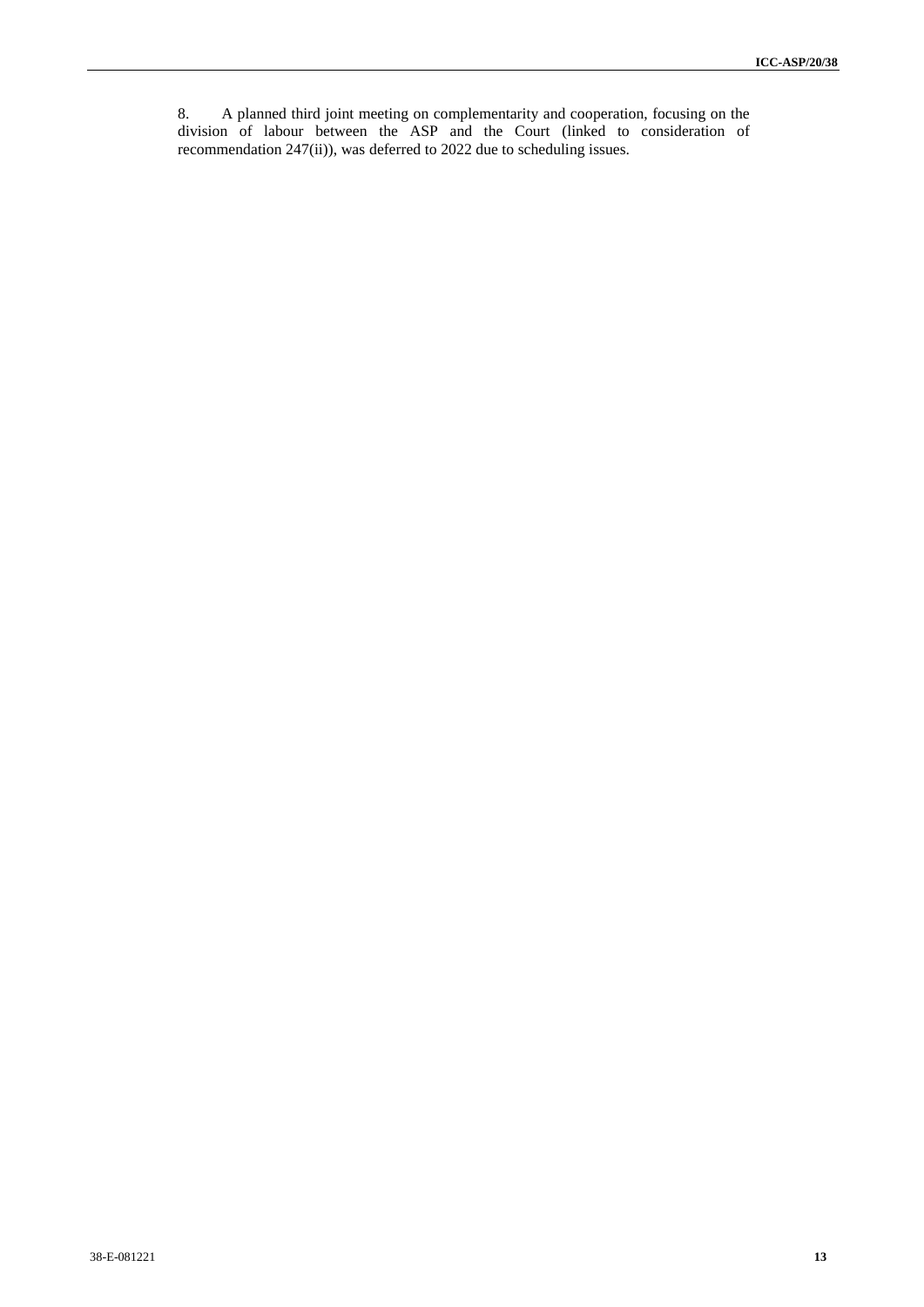8. A planned third joint meeting on complementarity and cooperation, focusing on the division of labour between the ASP and the Court (linked to consideration of recommendation 247(ii)), was deferred to 2022 due to scheduling issues.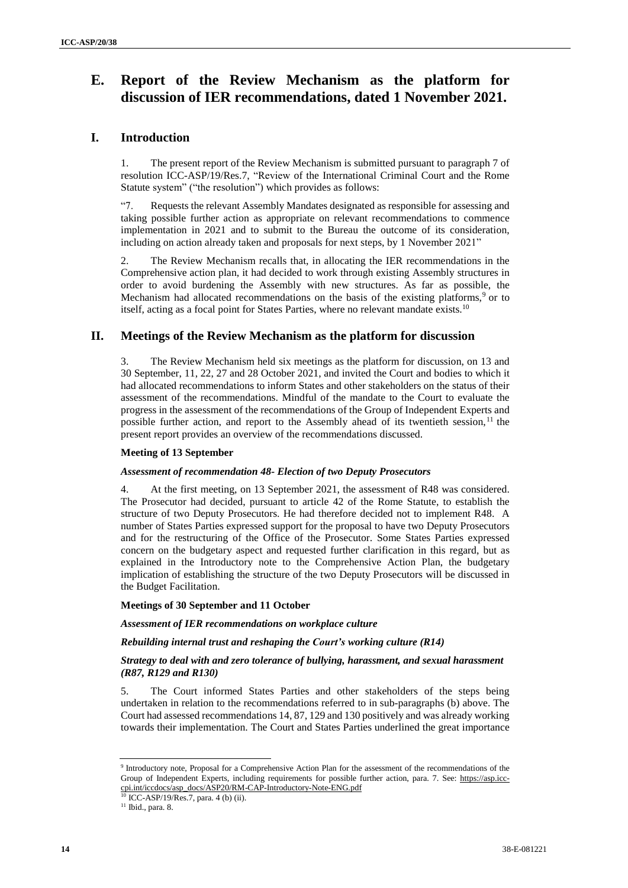# E. Report of the Review Mechanism as the platform for discussion of IER recommendations, dated 1 November 2021.

## I. Introduction

1. The present report of the Review Mechanism is submitted pursuant to paragraph 7 of resolution ICC-ASP/19/Res.7, "Review of the International Criminal Court and the Rome Statute system" ("the resolution") which provides as follows:

"7. Requests the relevant Assembly Mandates designated as responsible for assessing and taking possible further action as appropriate on relevant recommendations to commence implementation in 2021 and to submit to the Bureau the outcome of its consideration, including on action already taken and proposals for next steps, by 1 November 2021"

2. The Review Mechanism recalls that, in allocating the IER recommendations in the Comprehensive action plan, it had decided to work through existing Assembly structures in order to avoid burdening the Assembly with new structures. As far as possible, the Mechanism had allocated recommendations on the basis of the existing platforms,[9] or to itself, acting as a focal point for States Parties, where no relevant mandate exists.[10]

## II. Meetings of the Review Mechanism as the platform for discussion

3. The Review Mechanism held six meetings as the platform for discussion, on 13 and 30 September, 11, 22, 27 and 28 October 2021, and invited the Court and bodies to which it had allocated recommendations to inform States and other stakeholders on the status of their assessment of the recommendations. Mindful of the mandate to the Court to evaluate the progress in the assessment of the recommendations of the Group of Independent Experts and possible further action, and report to the Assembly ahead of its twentieth session,[11] the present report provides an overview of the recommendations discussed.

**Meeting of 13 September**

***Assessment of recommendation 48- Election of two Deputy Prosecutors***

4. At the first meeting, on 13 September 2021, the assessment of R48 was considered. The Prosecutor had decided, pursuant to article 42 of the Rome Statute, to establish the structure of two Deputy Prosecutors. He had therefore decided not to implement R48. A number of States Parties expressed support for the proposal to have two Deputy Prosecutors and for the restructuring of the Office of the Prosecutor. Some States Parties expressed concern on the budgetary aspect and requested further clarification in this regard, but as explained in the Introductory note to the Comprehensive Action Plan, the budgetary implication of establishing the structure of the two Deputy Prosecutors will be discussed in the Budget Facilitation.

**Meetings of 30 September and 11 October**

***Assessment of IER recommendations on workplace culture***

***Rebuilding internal trust and reshaping the Court's working culture (R14)***

***Strategy to deal with and zero tolerance of bullying, harassment, and sexual harassment (R87, R129 and R130)***

5. The Court informed States Parties and other stakeholders of the steps being undertaken in relation to the recommendations referred to in sub-paragraphs (b) above. The Court had assessed recommendations 14, 87, 129 and 130 positively and was already working towards their implementation. The Court and States Parties underlined the great importance

---

[9] Introductory note, Proposal for a Comprehensive Action Plan for the assessment of the recommendations of the Group of Independent Experts, including requirements for possible further action, para. 7. See: https://asp.icc-cpi.int/iccdocs/asp_docs/ASP20/RM-CAP-Introductory-Note-ENG.pdf

[10] ICC-ASP/19/Res.7, para. 4 (b) (ii).

[11] Ibid., para. 8.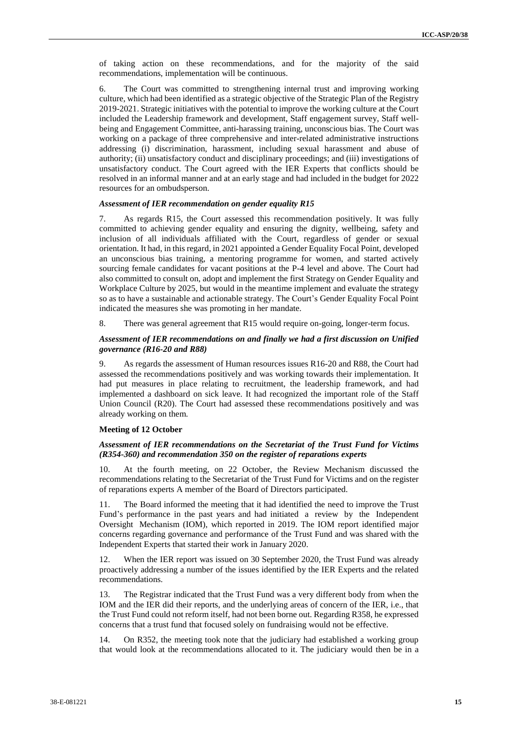of taking action on these recommendations, and for the majority of the said recommendations, implementation will be continuous.

6. The Court was committed to strengthening internal trust and improving working culture, which had been identified as a strategic objective of the Strategic Plan of the Registry 2019-2021. Strategic initiatives with the potential to improve the working culture at the Court included the Leadership framework and development, Staff engagement survey, Staff well-being and Engagement Committee, anti-harassing training, unconscious bias. The Court was working on a package of three comprehensive and inter-related administrative instructions addressing (i) discrimination, harassment, including sexual harassment and abuse of authority; (ii) unsatisfactory conduct and disciplinary proceedings; and (iii) investigations of unsatisfactory conduct. The Court agreed with the IER Experts that conflicts should be resolved in an informal manner and at an early stage and had included in the budget for 2022 resources for an ombudsperson.

#### *Assessment of IER recommendation on gender equality R15*

7. As regards R15, the Court assessed this recommendation positively. It was fully committed to achieving gender equality and ensuring the dignity, wellbeing, safety and inclusion of all individuals affiliated with the Court, regardless of gender or sexual orientation. It had, in this regard, in 2021 appointed a Gender Equality Focal Point, developed an unconscious bias training, a mentoring programme for women, and started actively sourcing female candidates for vacant positions at the P-4 level and above. The Court had also committed to consult on, adopt and implement the first Strategy on Gender Equality and Workplace Culture by 2025, but would in the meantime implement and evaluate the strategy so as to have a sustainable and actionable strategy. The Court's Gender Equality Focal Point indicated the measures she was promoting in her mandate.

8. There was general agreement that R15 would require on-going, longer-term focus.

#### *Assessment of IER recommendations on and finally we had a first discussion on Unified governance (R16-20 and R88)*

9. As regards the assessment of Human resources issues R16-20 and R88, the Court had assessed the recommendations positively and was working towards their implementation. It had put measures in place relating to recruitment, the leadership framework, and had implemented a dashboard on sick leave. It had recognized the important role of the Staff Union Council (R20). The Court had assessed these recommendations positively and was already working on them.

### **Meeting of 12 October**

#### *Assessment of IER recommendations on the Secretariat of the Trust Fund for Victims (R354-360) and recommendation 350 on the register of reparations experts*

10. At the fourth meeting, on 22 October, the Review Mechanism discussed the recommendations relating to the Secretariat of the Trust Fund for Victims and on the register of reparations experts A member of the Board of Directors participated.

11. The Board informed the meeting that it had identified the need to improve the Trust Fund's performance in the past years and had initiated a review by the Independent Oversight Mechanism (IOM), which reported in 2019. The IOM report identified major concerns regarding governance and performance of the Trust Fund and was shared with the Independent Experts that started their work in January 2020.

12. When the IER report was issued on 30 September 2020, the Trust Fund was already proactively addressing a number of the issues identified by the IER Experts and the related recommendations.

13. The Registrar indicated that the Trust Fund was a very different body from when the IOM and the IER did their reports, and the underlying areas of concern of the IER, i.e., that the Trust Fund could not reform itself, had not been borne out. Regarding R358, he expressed concerns that a trust fund that focused solely on fundraising would not be effective.

14. On R352, the meeting took note that the judiciary had established a working group that would look at the recommendations allocated to it. The judiciary would then be in a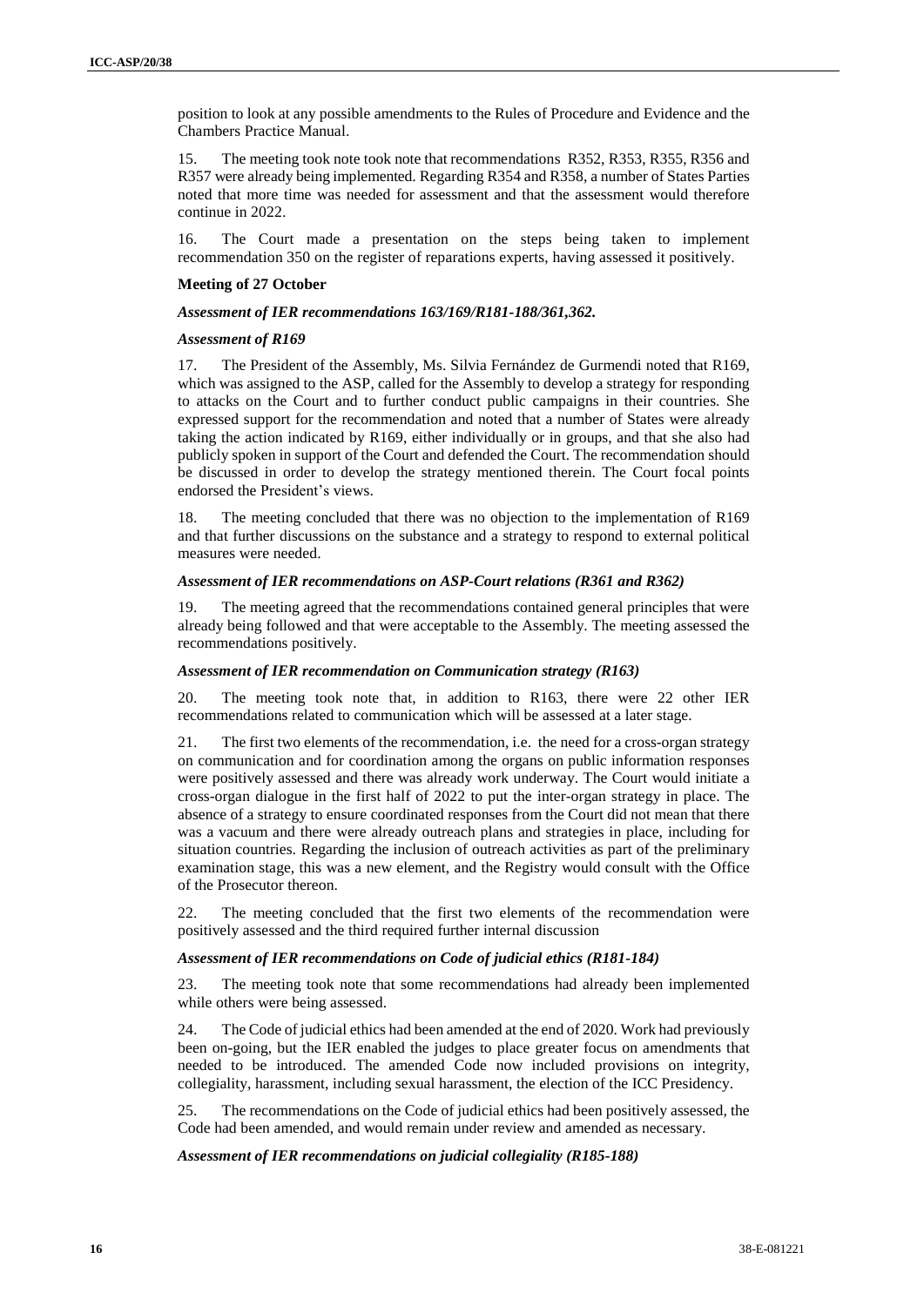position to look at any possible amendments to the Rules of Procedure and Evidence and the Chambers Practice Manual.

15. The meeting took note took note that recommendations R352, R353, R355, R356 and R357 were already being implemented. Regarding R354 and R358, a number of States Parties noted that more time was needed for assessment and that the assessment would therefore continue in 2022.

16. The Court made a presentation on the steps being taken to implement recommendation 350 on the register of reparations experts, having assessed it positively.

**Meeting of 27 October**

***Assessment of IER recommendations 163/169/R181-188/361,362.***

***Assessment of R169***

17. The President of the Assembly, Ms. Silvia Fernández de Gurmendi noted that R169, which was assigned to the ASP, called for the Assembly to develop a strategy for responding to attacks on the Court and to further conduct public campaigns in their countries. She expressed support for the recommendation and noted that a number of States were already taking the action indicated by R169, either individually or in groups, and that she also had publicly spoken in support of the Court and defended the Court. The recommendation should be discussed in order to develop the strategy mentioned therein. The Court focal points endorsed the President's views.

18. The meeting concluded that there was no objection to the implementation of R169 and that further discussions on the substance and a strategy to respond to external political measures were needed.

***Assessment of IER recommendations on ASP-Court relations (R361 and R362)***

19. The meeting agreed that the recommendations contained general principles that were already being followed and that were acceptable to the Assembly. The meeting assessed the recommendations positively.

***Assessment of IER recommendation on Communication strategy (R163)***

20. The meeting took note that, in addition to R163, there were 22 other IER recommendations related to communication which will be assessed at a later stage.

21. The first two elements of the recommendation, i.e. the need for a cross-organ strategy on communication and for coordination among the organs on public information responses were positively assessed and there was already work underway. The Court would initiate a cross-organ dialogue in the first half of 2022 to put the inter-organ strategy in place. The absence of a strategy to ensure coordinated responses from the Court did not mean that there was a vacuum and there were already outreach plans and strategies in place, including for situation countries. Regarding the inclusion of outreach activities as part of the preliminary examination stage, this was a new element, and the Registry would consult with the Office of the Prosecutor thereon.

22. The meeting concluded that the first two elements of the recommendation were positively assessed and the third required further internal discussion

***Assessment of IER recommendations on Code of judicial ethics (R181-184)***

23. The meeting took note that some recommendations had already been implemented while others were being assessed.

24. The Code of judicial ethics had been amended at the end of 2020. Work had previously been on-going, but the IER enabled the judges to place greater focus on amendments that needed to be introduced. The amended Code now included provisions on integrity, collegiality, harassment, including sexual harassment, the election of the ICC Presidency.

25. The recommendations on the Code of judicial ethics had been positively assessed, the Code had been amended, and would remain under review and amended as necessary.

***Assessment of IER recommendations on judicial collegiality (R185-188)***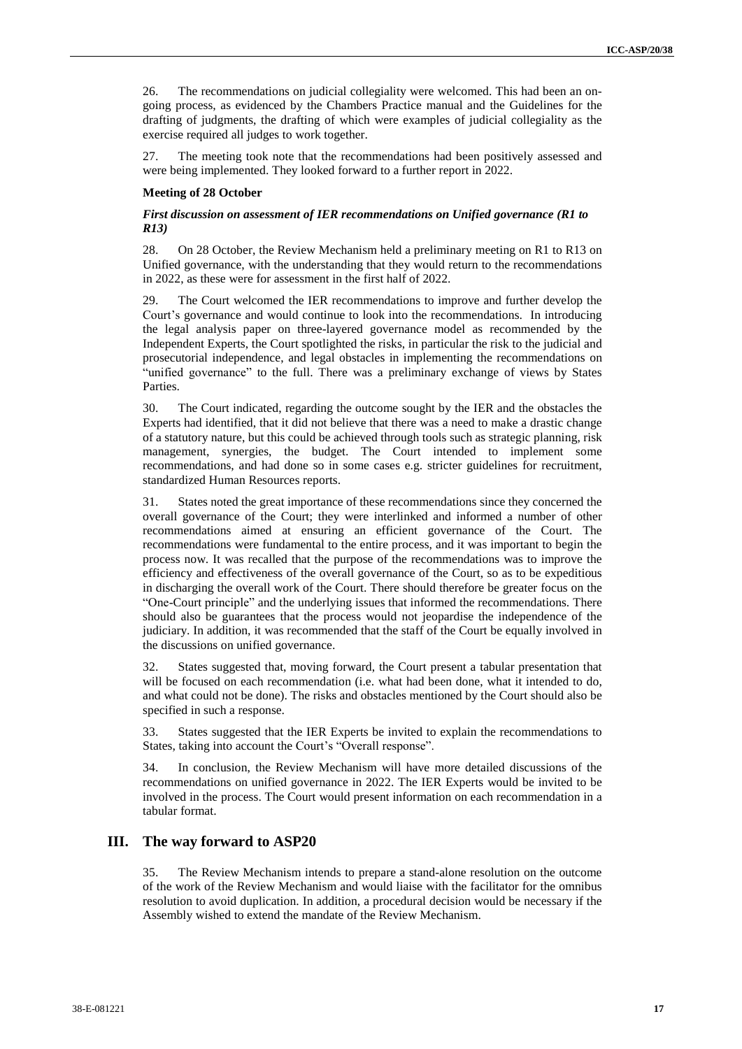26. The recommendations on judicial collegiality were welcomed. This had been an on-going process, as evidenced by the Chambers Practice manual and the Guidelines for the drafting of judgments, the drafting of which were examples of judicial collegiality as the exercise required all judges to work together.

27. The meeting took note that the recommendations had been positively assessed and were being implemented. They looked forward to a further report in 2022.

**Meeting of 28 October**

***First discussion on assessment of IER recommendations on Unified governance (R1 to R13)***

28. On 28 October, the Review Mechanism held a preliminary meeting on R1 to R13 on Unified governance, with the understanding that they would return to the recommendations in 2022, as these were for assessment in the first half of 2022.

29. The Court welcomed the IER recommendations to improve and further develop the Court's governance and would continue to look into the recommendations. In introducing the legal analysis paper on three-layered governance model as recommended by the Independent Experts, the Court spotlighted the risks, in particular the risk to the judicial and prosecutorial independence, and legal obstacles in implementing the recommendations on "unified governance" to the full. There was a preliminary exchange of views by States Parties.

30. The Court indicated, regarding the outcome sought by the IER and the obstacles the Experts had identified, that it did not believe that there was a need to make a drastic change of a statutory nature, but this could be achieved through tools such as strategic planning, risk management, synergies, the budget. The Court intended to implement some recommendations, and had done so in some cases e.g. stricter guidelines for recruitment, standardized Human Resources reports.

31. States noted the great importance of these recommendations since they concerned the overall governance of the Court; they were interlinked and informed a number of other recommendations aimed at ensuring an efficient governance of the Court. The recommendations were fundamental to the entire process, and it was important to begin the process now. It was recalled that the purpose of the recommendations was to improve the efficiency and effectiveness of the overall governance of the Court, so as to be expeditious in discharging the overall work of the Court. There should therefore be greater focus on the "One-Court principle" and the underlying issues that informed the recommendations. There should also be guarantees that the process would not jeopardise the independence of the judiciary. In addition, it was recommended that the staff of the Court be equally involved in the discussions on unified governance.

32. States suggested that, moving forward, the Court present a tabular presentation that will be focused on each recommendation (i.e. what had been done, what it intended to do, and what could not be done). The risks and obstacles mentioned by the Court should also be specified in such a response.

33. States suggested that the IER Experts be invited to explain the recommendations to States, taking into account the Court's "Overall response".

34. In conclusion, the Review Mechanism will have more detailed discussions of the recommendations on unified governance in 2022. The IER Experts would be invited to be involved in the process. The Court would present information on each recommendation in a tabular format.

## III. The way forward to ASP20

35. The Review Mechanism intends to prepare a stand-alone resolution on the outcome of the work of the Review Mechanism and would liaise with the facilitator for the omnibus resolution to avoid duplication. In addition, a procedural decision would be necessary if the Assembly wished to extend the mandate of the Review Mechanism.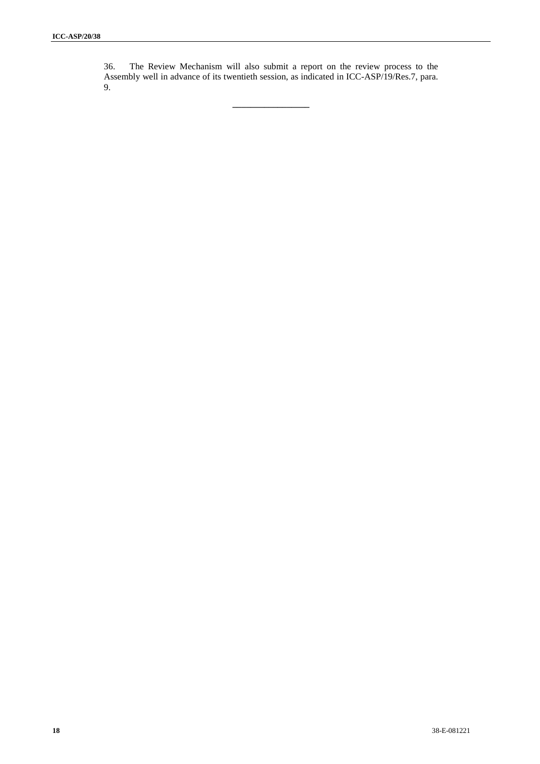36. The Review Mechanism will also submit a report on the review process to the Assembly well in advance of its twentieth session, as indicated in ICC-ASP/19/Res.7, para. 9.

____________